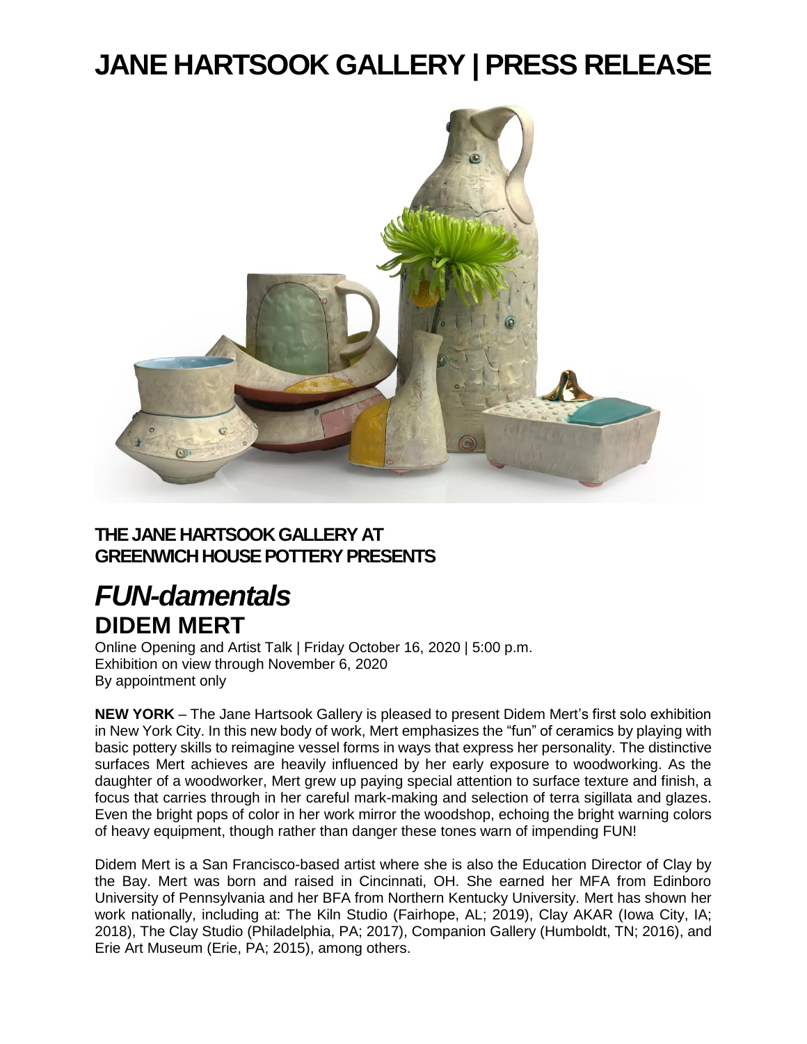# JANE HARTSOOK GALLERY | PRESS RELEASE

**THE JANE HARTSOOK GALLERY AT GREENWICH HOUSE POTTERY PRESENTS**

# *FUN-damentals*

## DIDEM MERT

Online Opening and Artist Talk | Friday October 16, 2020 | 5:00 p.m.
Exhibition on view through November 6, 2020
By appointment only

**NEW YORK** – The Jane Hartsook Gallery is pleased to present Didem Mert's first solo exhibition in New York City. In this new body of work, Mert emphasizes the "fun" of ceramics by playing with basic pottery skills to reimagine vessel forms in ways that express her personality. The distinctive surfaces Mert achieves are heavily influenced by her early exposure to woodworking. As the daughter of a woodworker, Mert grew up paying special attention to surface texture and finish, a focus that carries through in her careful mark-making and selection of terra sigillata and glazes. Even the bright pops of color in her work mirror the woodshop, echoing the bright warning colors of heavy equipment, though rather than danger these tones warn of impending FUN!

Didem Mert is a San Francisco-based artist where she is also the Education Director of Clay by the Bay. Mert was born and raised in Cincinnati, OH. She earned her MFA from Edinboro University of Pennsylvania and her BFA from Northern Kentucky University. Mert has shown her work nationally, including at: The Kiln Studio (Fairhope, AL; 2019), Clay AKAR (Iowa City, IA; 2018), The Clay Studio (Philadelphia, PA; 2017), Companion Gallery (Humboldt, TN; 2016), and Erie Art Museum (Erie, PA; 2015), among others.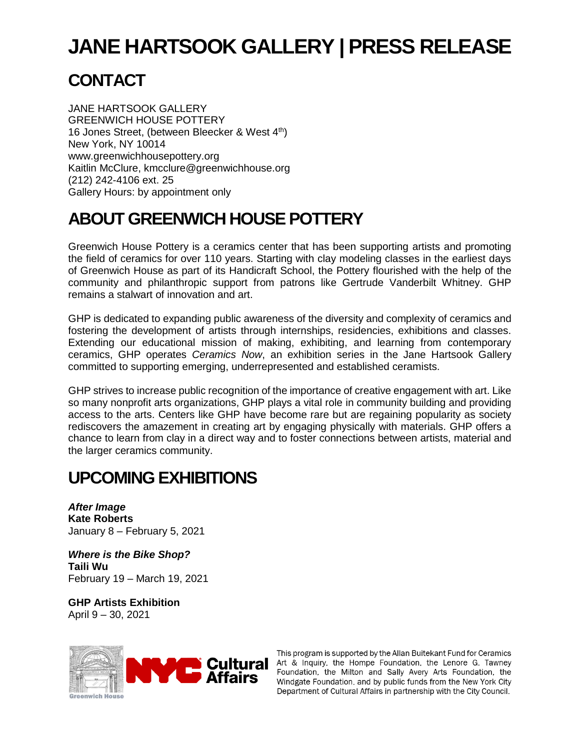# JANE HARTSOOK GALLERY | PRESS RELEASE

## CONTACT

JANE HARTSOOK GALLERY
GREENWICH HOUSE POTTERY
16 Jones Street, (between Bleecker & West 4th)
New York, NY 10014
www.greenwichhousepottery.org
Kaitlin McClure, kmcclure@greenwichhouse.org
(212) 242-4106 ext. 25
Gallery Hours: by appointment only

## ABOUT GREENWICH HOUSE POTTERY

Greenwich House Pottery is a ceramics center that has been supporting artists and promoting the field of ceramics for over 110 years. Starting with clay modeling classes in the earliest days of Greenwich House as part of its Handicraft School, the Pottery flourished with the help of the community and philanthropic support from patrons like Gertrude Vanderbilt Whitney. GHP remains a stalwart of innovation and art.

GHP is dedicated to expanding public awareness of the diversity and complexity of ceramics and fostering the development of artists through internships, residencies, exhibitions and classes. Extending our educational mission of making, exhibiting, and learning from contemporary ceramics, GHP operates *Ceramics Now*, an exhibition series in the Jane Hartsook Gallery committed to supporting emerging, underrepresented and established ceramists.

GHP strives to increase public recognition of the importance of creative engagement with art. Like so many nonprofit arts organizations, GHP plays a vital role in community building and providing access to the arts. Centers like GHP have become rare but are regaining popularity as society rediscovers the amazement in creating art by engaging physically with materials. GHP offers a chance to learn from clay in a direct way and to foster connections between artists, material and the larger ceramics community.

## UPCOMING EXHIBITIONS

***After Image***
**Kate Roberts**
January 8 – February 5, 2021

***Where is the Bike Shop?***
**Taili Wu**
February 19 – March 19, 2021

**GHP Artists Exhibition**
April 9 – 30, 2021

Greenwich House

NYC Cultural Affairs

This program is supported by the Allan Buitekant Fund for Ceramics Art & Inquiry, the Hompe Foundation, the Lenore G. Tawney Foundation, the Milton and Sally Avery Arts Foundation, the Windgate Foundation, and by public funds from the New York City Department of Cultural Affairs in partnership with the City Council.